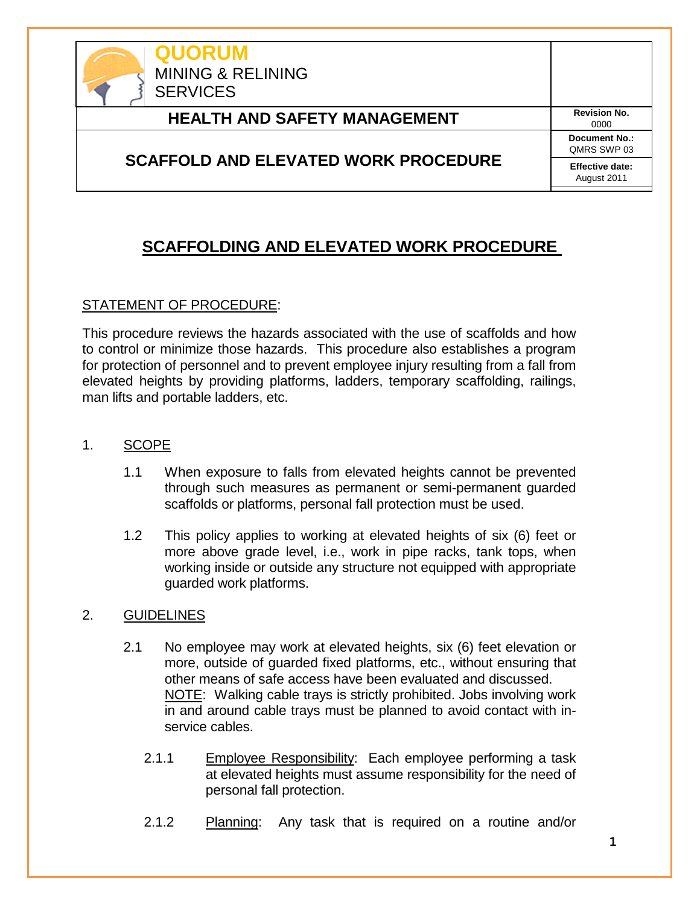| QUORUM MINING & RELINING SERVICES | |
|---|---|
| **HEALTH AND SAFETY MANAGEMENT** | **Revision No.** 0000 |
| **SCAFFOLD AND ELEVATED WORK PROCEDURE** | **Document No.:** QMRS SWP 03 |
| | **Effective date:** August 2011 |

# SCAFFOLDING AND ELEVATED WORK PROCEDURE

STATEMENT OF PROCEDURE:

This procedure reviews the hazards associated with the use of scaffolds and how to control or minimize those hazards. This procedure also establishes a program for protection of personnel and to prevent employee injury resulting from a fall from elevated heights by providing platforms, ladders, temporary scaffolding, railings, man lifts and portable ladders, etc.

## 1. SCOPE

1.1 When exposure to falls from elevated heights cannot be prevented through such measures as permanent or semi-permanent guarded scaffolds or platforms, personal fall protection must be used.

1.2 This policy applies to working at elevated heights of six (6) feet or more above grade level, i.e., work in pipe racks, tank tops, when working inside or outside any structure not equipped with appropriate guarded work platforms.

## 2. GUIDELINES

2.1 No employee may work at elevated heights, six (6) feet elevation or more, outside of guarded fixed platforms, etc., without ensuring that other means of safe access have been evaluated and discussed. NOTE: Walking cable trays is strictly prohibited. Jobs involving work in and around cable trays must be planned to avoid contact with in-service cables.

2.1.1 Employee Responsibility: Each employee performing a task at elevated heights must assume responsibility for the need of personal fall protection.

2.1.2 Planning: Any task that is required on a routine and/or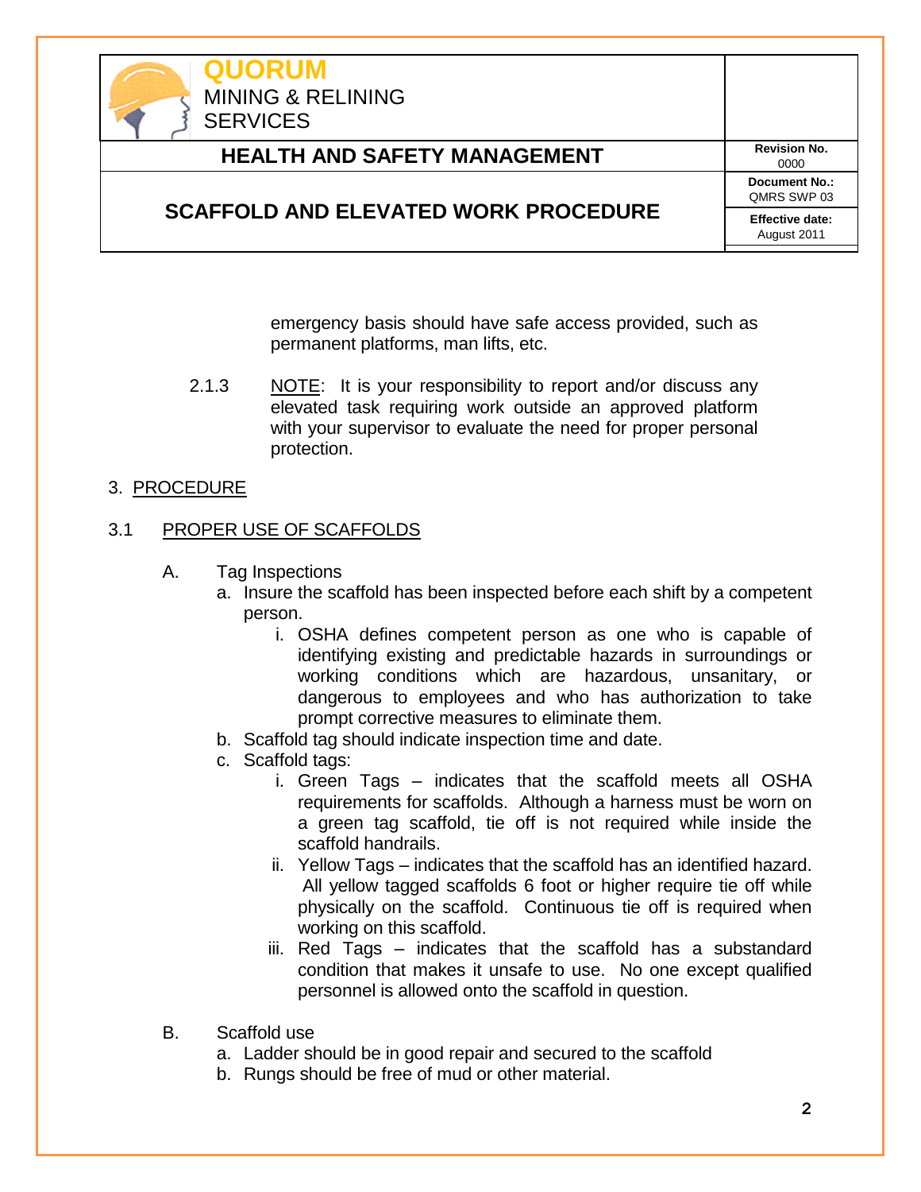emergency basis should have safe access provided, such as permanent platforms, man lifts, etc.

2.1.3 NOTE: It is your responsibility to report and/or discuss any elevated task requiring work outside an approved platform with your supervisor to evaluate the need for proper personal protection.

## 3. PROCEDURE

### 3.1 PROPER USE OF SCAFFOLDS

A. Tag Inspections

a. Insure the scaffold has been inspected before each shift by a competent person.

   i. OSHA defines competent person as one who is capable of identifying existing and predictable hazards in surroundings or working conditions which are hazardous, unsanitary, or dangerous to employees and who has authorization to take prompt corrective measures to eliminate them.

b. Scaffold tag should indicate inspection time and date.

c. Scaffold tags:

   i. Green Tags – indicates that the scaffold meets all OSHA requirements for scaffolds. Although a harness must be worn on a green tag scaffold, tie off is not required while inside the scaffold handrails.

   ii. Yellow Tags – indicates that the scaffold has an identified hazard. All yellow tagged scaffolds 6 foot or higher require tie off while physically on the scaffold. Continuous tie off is required when working on this scaffold.

   iii. Red Tags – indicates that the scaffold has a substandard condition that makes it unsafe to use. No one except qualified personnel is allowed onto the scaffold in question.

B. Scaffold use

a. Ladder should be in good repair and secured to the scaffold

b. Rungs should be free of mud or other material.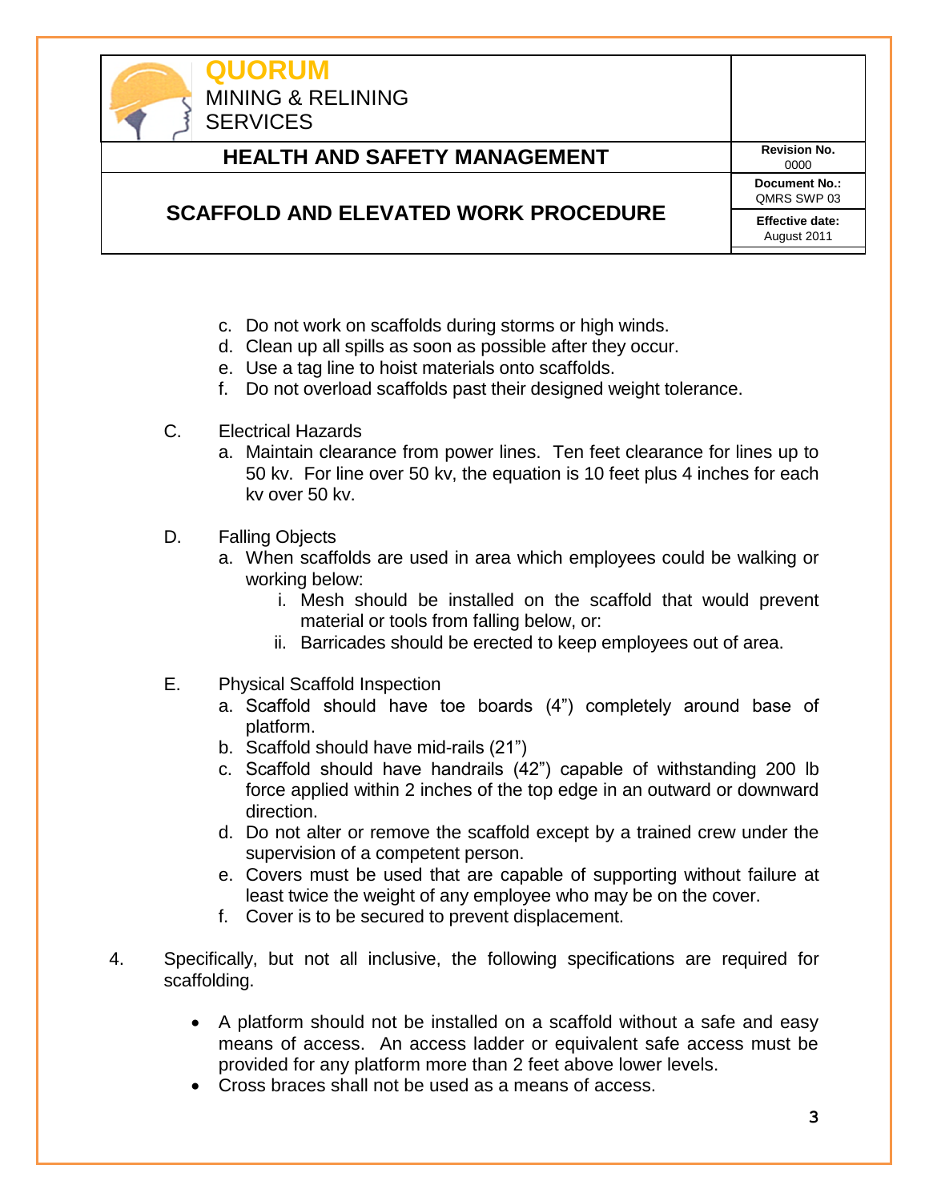c. Do not work on scaffolds during storms or high winds.
d. Clean up all spills as soon as possible after they occur.
e. Use a tag line to hoist materials onto scaffolds.
f. Do not overload scaffolds past their designed weight tolerance.

C. Electrical Hazards

a. Maintain clearance from power lines. Ten feet clearance for lines up to 50 kv. For line over 50 kv, the equation is 10 feet plus 4 inches for each kv over 50 kv.

D. Falling Objects

a. When scaffolds are used in area which employees could be walking or working below:
   i. Mesh should be installed on the scaffold that would prevent material or tools from falling below, or:
   ii. Barricades should be erected to keep employees out of area.

E. Physical Scaffold Inspection

a. Scaffold should have toe boards (4") completely around base of platform.
b. Scaffold should have mid-rails (21")
c. Scaffold should have handrails (42") capable of withstanding 200 lb force applied within 2 inches of the top edge in an outward or downward direction.
d. Do not alter or remove the scaffold except by a trained crew under the supervision of a competent person.
e. Covers must be used that are capable of supporting without failure at least twice the weight of any employee who may be on the cover.
f. Cover is to be secured to prevent displacement.

4. Specifically, but not all inclusive, the following specifications are required for scaffolding.

- A platform should not be installed on a scaffold without a safe and easy means of access. An access ladder or equivalent safe access must be provided for any platform more than 2 feet above lower levels.
- Cross braces shall not be used as a means of access.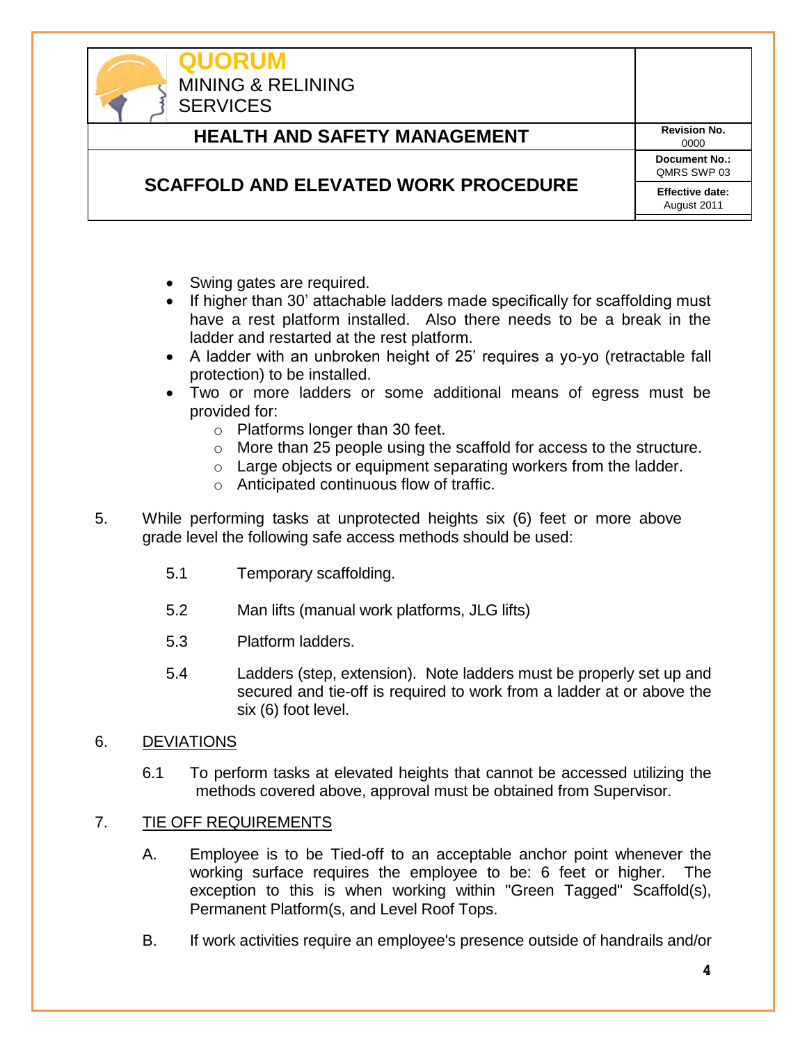- Swing gates are required.
- If higher than 30' attachable ladders made specifically for scaffolding must have a rest platform installed. Also there needs to be a break in the ladder and restarted at the rest platform.
- A ladder with an unbroken height of 25' requires a yo-yo (retractable fall protection) to be installed.
- Two or more ladders or some additional means of egress must be provided for:
  - Platforms longer than 30 feet.
  - More than 25 people using the scaffold for access to the structure.
  - Large objects or equipment separating workers from the ladder.
  - Anticipated continuous flow of traffic.

5. While performing tasks at unprotected heights six (6) feet or more above grade level the following safe access methods should be used:

   5.1 Temporary scaffolding.

   5.2 Man lifts (manual work platforms, JLG lifts)

   5.3 Platform ladders.

   5.4 Ladders (step, extension). Note ladders must be properly set up and secured and tie-off is required to work from a ladder at or above the six (6) foot level.

## 6. DEVIATIONS

6.1 To perform tasks at elevated heights that cannot be accessed utilizing the methods covered above, approval must be obtained from Supervisor.

## 7. TIE OFF REQUIREMENTS

A. Employee is to be Tied-off to an acceptable anchor point whenever the working surface requires the employee to be: 6 feet or higher. The exception to this is when working within "Green Tagged" Scaffold(s), Permanent Platform(s, and Level Roof Tops.

B. If work activities require an employee's presence outside of handrails and/or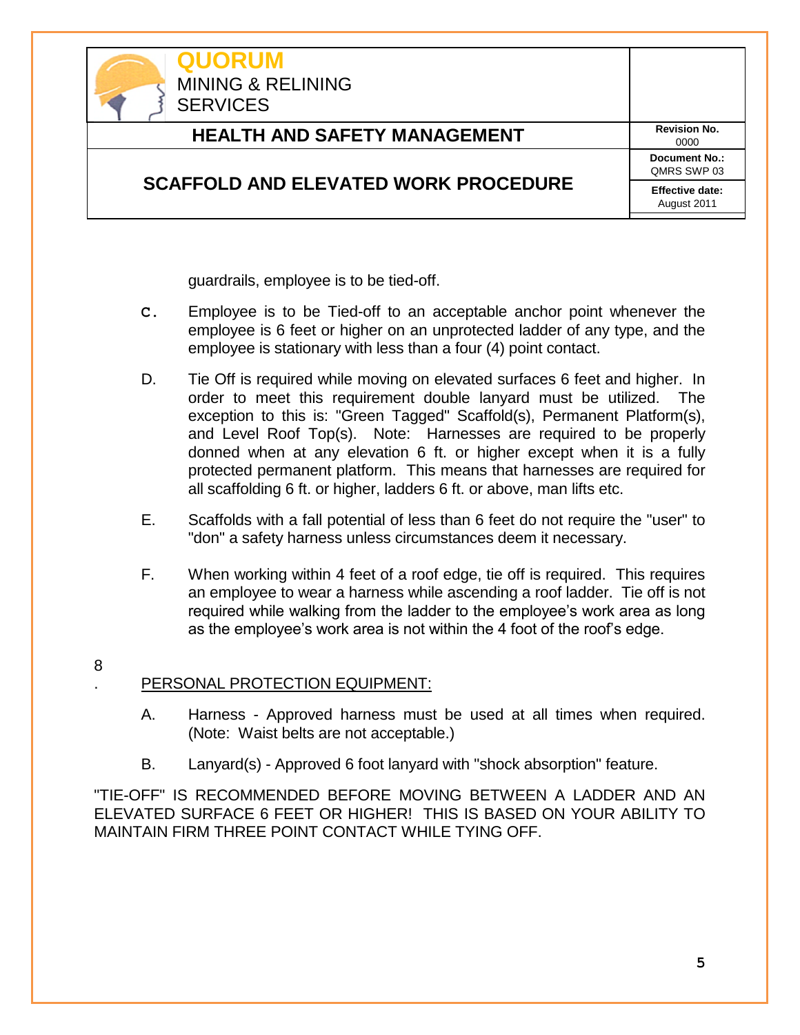guardrails, employee is to be tied-off.

C. Employee is to be Tied-off to an acceptable anchor point whenever the employee is 6 feet or higher on an unprotected ladder of any type, and the employee is stationary with less than a four (4) point contact.

D. Tie Off is required while moving on elevated surfaces 6 feet and higher. In order to meet this requirement double lanyard must be utilized. The exception to this is: "Green Tagged" Scaffold(s), Permanent Platform(s), and Level Roof Top(s). Note: Harnesses are required to be properly donned when at any elevation 6 ft. or higher except when it is a fully protected permanent platform. This means that harnesses are required for all scaffolding 6 ft. or higher, ladders 6 ft. or above, man lifts etc.

E. Scaffolds with a fall potential of less than 6 feet do not require the "user" to "don" a safety harness unless circumstances deem it necessary.

F. When working within 4 feet of a roof edge, tie off is required. This requires an employee to wear a harness while ascending a roof ladder. Tie off is not required while walking from the ladder to the employee's work area as long as the employee's work area is not within the 4 foot of the roof's edge.

8. PERSONAL PROTECTION EQUIPMENT:

A. Harness - Approved harness must be used at all times when required. (Note: Waist belts are not acceptable.)

B. Lanyard(s) - Approved 6 foot lanyard with "shock absorption" feature.

"TIE-OFF" IS RECOMMENDED BEFORE MOVING BETWEEN A LADDER AND AN ELEVATED SURFACE 6 FEET OR HIGHER! THIS IS BASED ON YOUR ABILITY TO MAINTAIN FIRM THREE POINT CONTACT WHILE TYING OFF.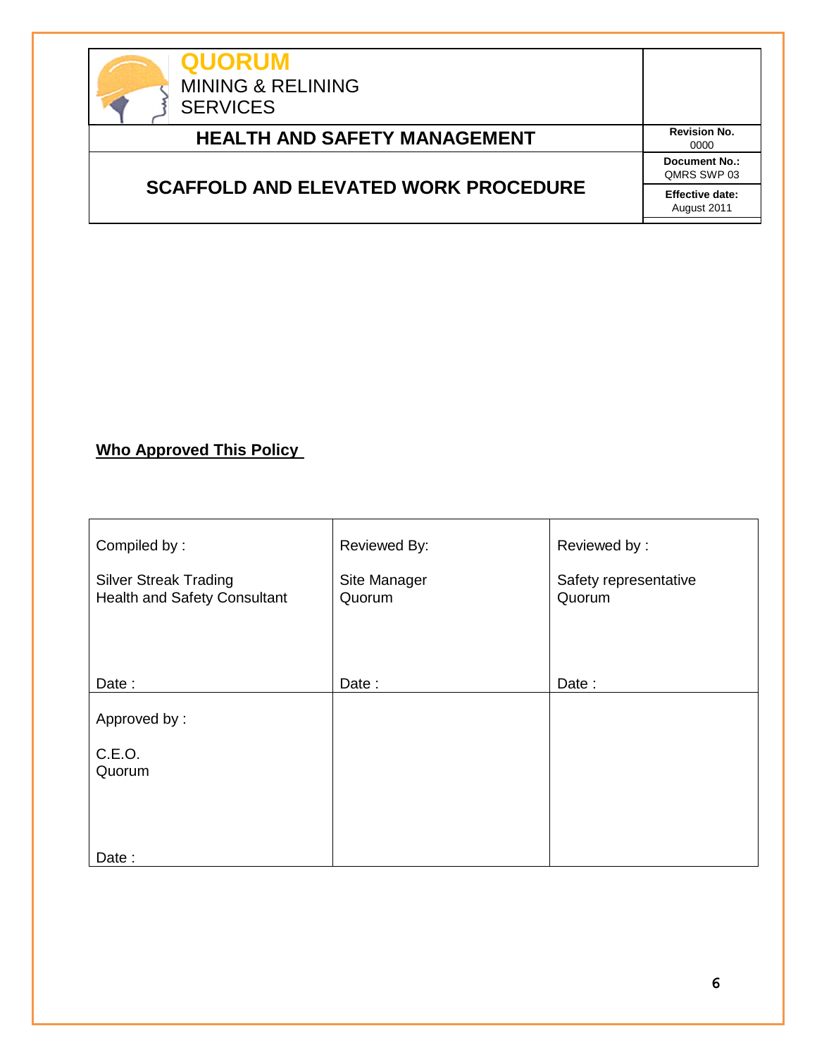| | |
|---|---|
| **QUORUM** MINING & RELINING SERVICES | |
| **HEALTH AND SAFETY MANAGEMENT** | **Revision No.** 0000 |
| **SCAFFOLD AND ELEVATED WORK PROCEDURE** | **Document No.:** QMRS SWP 03 |
| | **Effective date:** August 2011 |

**Who Approved This Policy**

| | | |
|---|---|---|
| Compiled by :<br><br>Silver Streak Trading<br>Health and Safety Consultant<br><br><br>Date : | Reviewed By:<br><br>Site Manager<br>Quorum<br><br><br>Date : | Reviewed by :<br><br>Safety representative<br>Quorum<br><br><br>Date : |
| Approved by :<br><br>C.E.O.<br>Quorum<br><br><br>Date : | | |